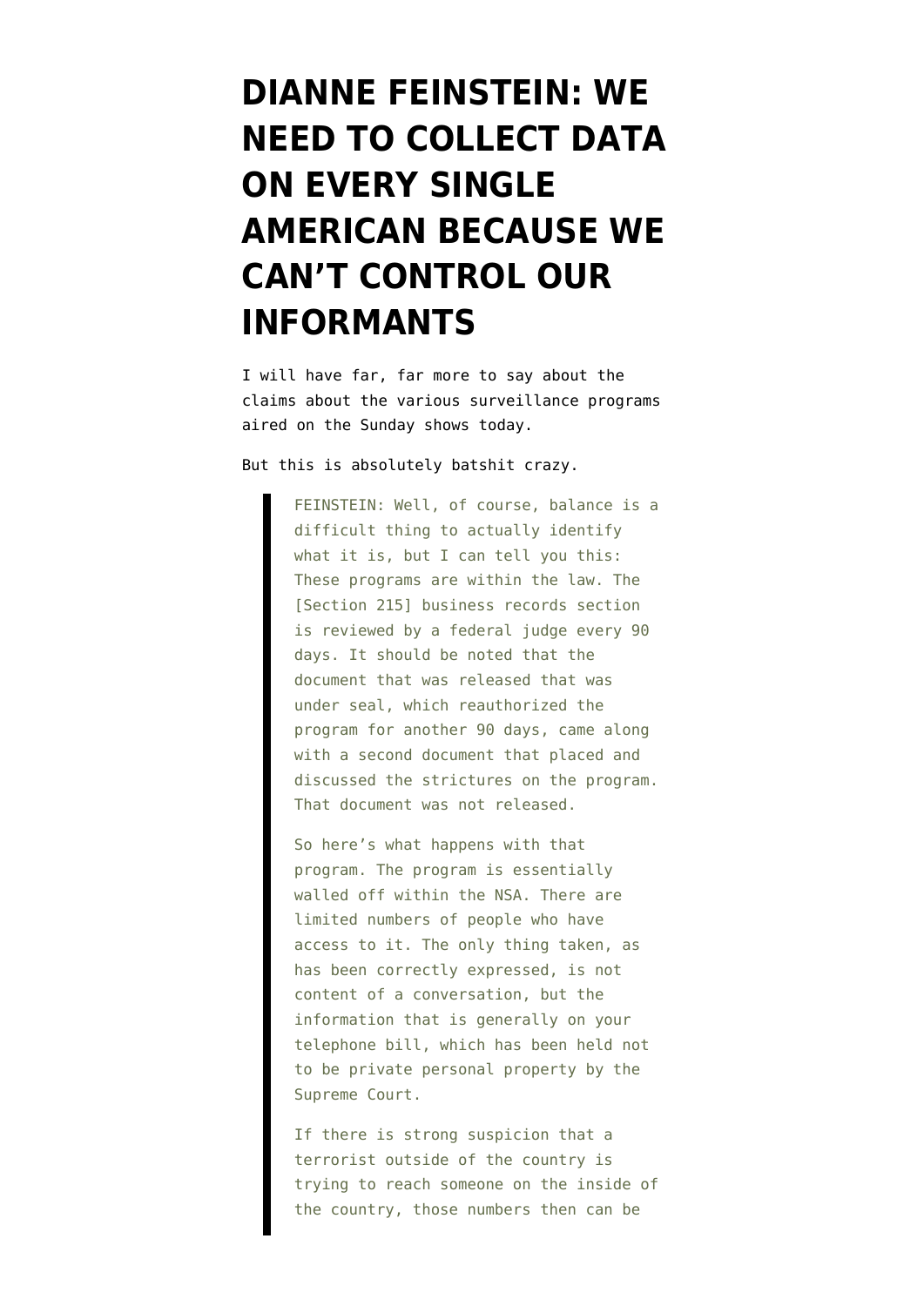# DIANNE FEINSTEIN: WE NEED TO COLLECT DATA ON EVERY SINGLE AMERICAN BECAUSE WE CAN'T CONTROL OUR INFORMANTS

I will have far, far more to say about the claims about the various surveillance programs aired on the Sunday shows today.

But this is absolutely batshit crazy.

> FEINSTEIN: Well, of course, balance is a difficult thing to actually identify what it is, but I can tell you this: These programs are within the law. The [Section 215] business records section is reviewed by a federal judge every 90 days. It should be noted that the document that was released that was under seal, which reauthorized the program for another 90 days, came along with a second document that placed and discussed the strictures on the program. That document was not released.
>
> So here's what happens with that program. The program is essentially walled off within the NSA. There are limited numbers of people who have access to it. The only thing taken, as has been correctly expressed, is not content of a conversation, but the information that is generally on your telephone bill, which has been held not to be private personal property by the Supreme Court.
>
> If there is strong suspicion that a terrorist outside of the country is trying to reach someone on the inside of the country, those numbers then can be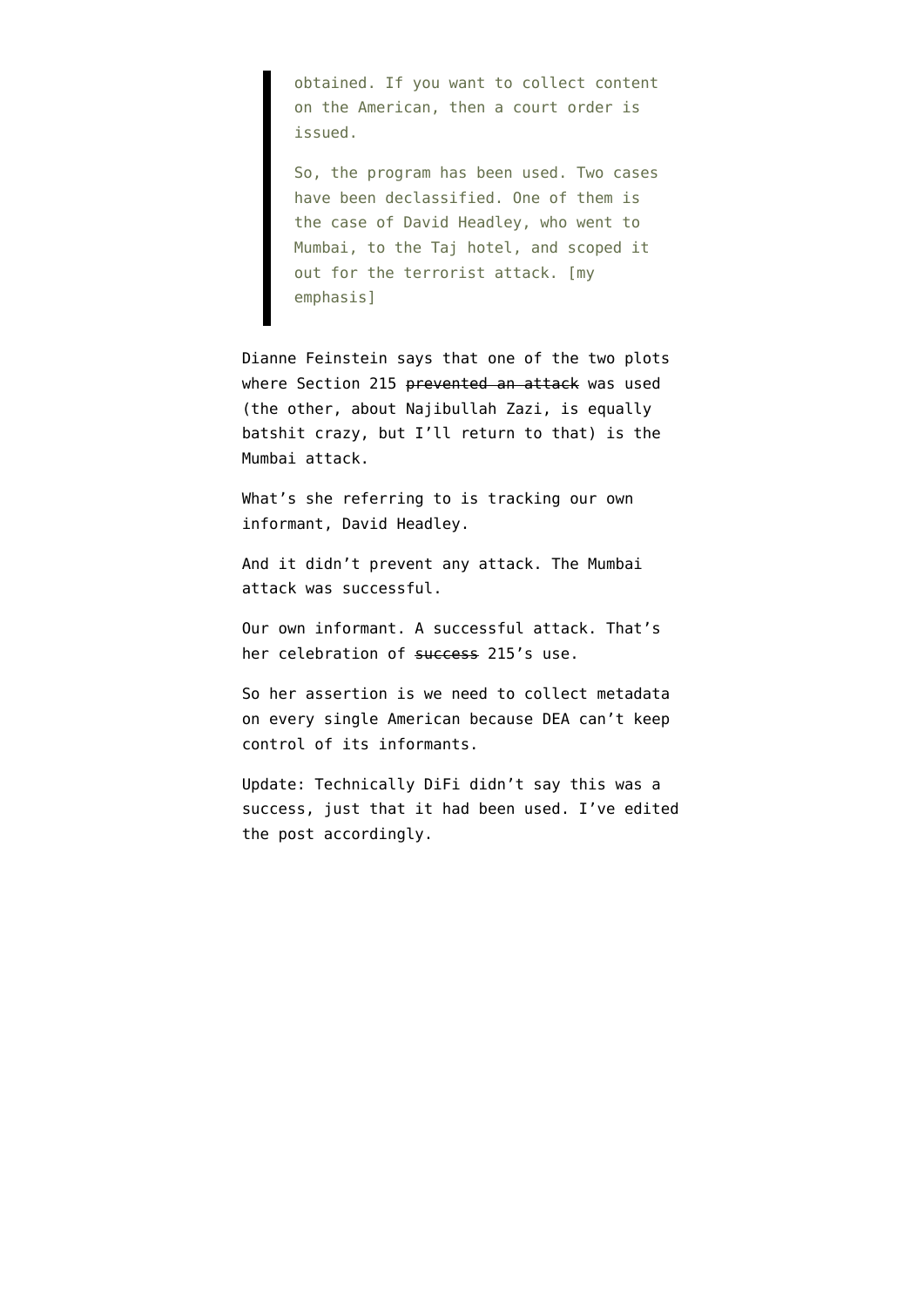> obtained. If you want to collect content on the American, then a court order is issued.
>
> So, the program has been used. Two cases have been declassified. One of them is the case of David Headley, who went to Mumbai, to the Taj hotel, and scoped it out for the terrorist attack. [my emphasis]

Dianne Feinstein says that one of the two plots where Section 215 ~~prevented an attack~~ was used (the other, about Najibullah Zazi, is equally batshit crazy, but I'll return to that) is the Mumbai attack.

What's she referring to is tracking our own informant, David Headley.

And it didn't prevent any attack. The Mumbai attack was successful.

Our own informant. A successful attack. That's her celebration of ~~success~~ 215's use.

So her assertion is we need to collect metadata on every single American because DEA can't keep control of its informants.

Update: Technically DiFi didn't say this was a success, just that it had been used. I've edited the post accordingly.